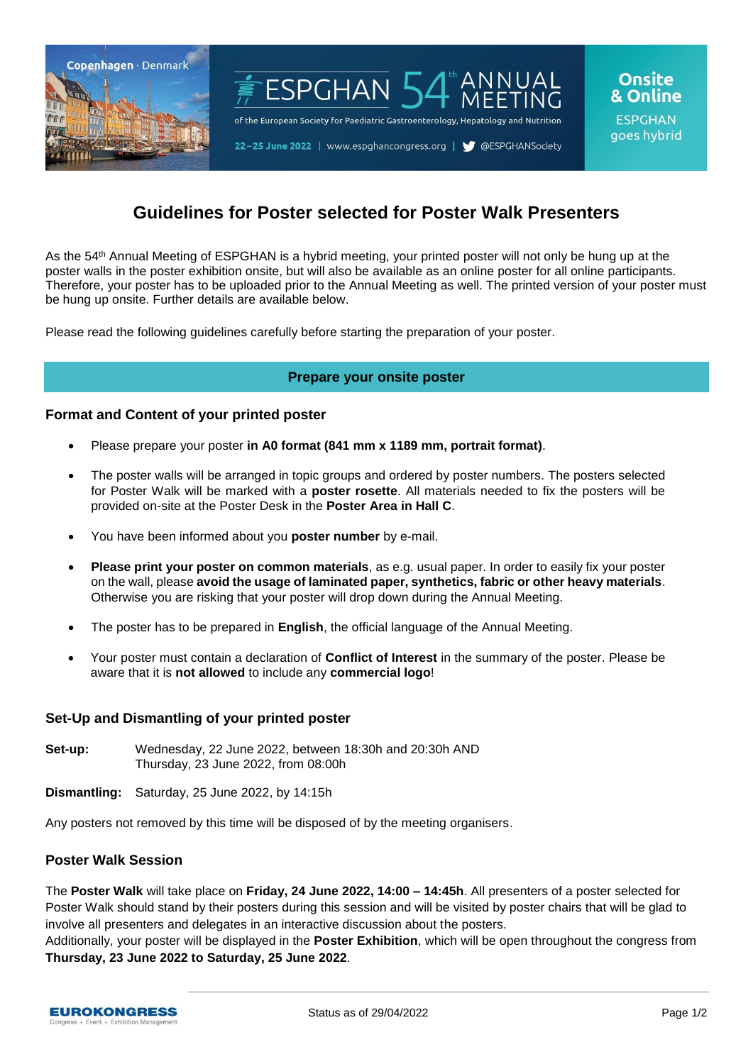Copenhagen · Denmark

ESPGHAN 54th ANNUAL MEETING

of the European Society for Paediatric Gastroenterology, Hepatology and Nutrition

22–25 June 2022 | www.espghancongress.org | @ESPGHANSociety

Onsite & Online

ESPGHAN goes hybrid

# Guidelines for Poster selected for Poster Walk Presenters

As the 54th Annual Meeting of ESPGHAN is a hybrid meeting, your printed poster will not only be hung up at the poster walls in the poster exhibition onsite, but will also be available as an online poster for all online participants. Therefore, your poster has to be uploaded prior to the Annual Meeting as well. The printed version of your poster must be hung up onsite. Further details are available below.

Please read the following guidelines carefully before starting the preparation of your poster.

## Prepare your onsite poster

### Format and Content of your printed poster

- Please prepare your poster **in A0 format (841 mm x 1189 mm, portrait format)**.
- The poster walls will be arranged in topic groups and ordered by poster numbers. The posters selected for Poster Walk will be marked with a **poster rosette**. All materials needed to fix the posters will be provided on-site at the Poster Desk in the **Poster Area in Hall C**.
- You have been informed about you **poster number** by e-mail.
- **Please print your poster on common materials**, as e.g. usual paper. In order to easily fix your poster on the wall, please **avoid the usage of laminated paper, synthetics, fabric or other heavy materials**. Otherwise you are risking that your poster will drop down during the Annual Meeting.
- The poster has to be prepared in **English**, the official language of the Annual Meeting.
- Your poster must contain a declaration of **Conflict of Interest** in the summary of the poster. Please be aware that it is **not allowed** to include any **commercial logo**!

### Set-Up and Dismantling of your printed poster

**Set-up:** Wednesday, 22 June 2022, between 18:30h and 20:30h AND Thursday, 23 June 2022, from 08:00h

**Dismantling:** Saturday, 25 June 2022, by 14:15h

Any posters not removed by this time will be disposed of by the meeting organisers.

### Poster Walk Session

The **Poster Walk** will take place on **Friday, 24 June 2022, 14:00 – 14:45h**. All presenters of a poster selected for Poster Walk should stand by their posters during this session and will be visited by poster chairs that will be glad to involve all presenters and delegates in an interactive discussion about the posters.
Additionally, your poster will be displayed in the **Poster Exhibition**, which will be open throughout the congress from **Thursday, 23 June 2022 to Saturday, 25 June 2022**.

Status as of 29/04/2022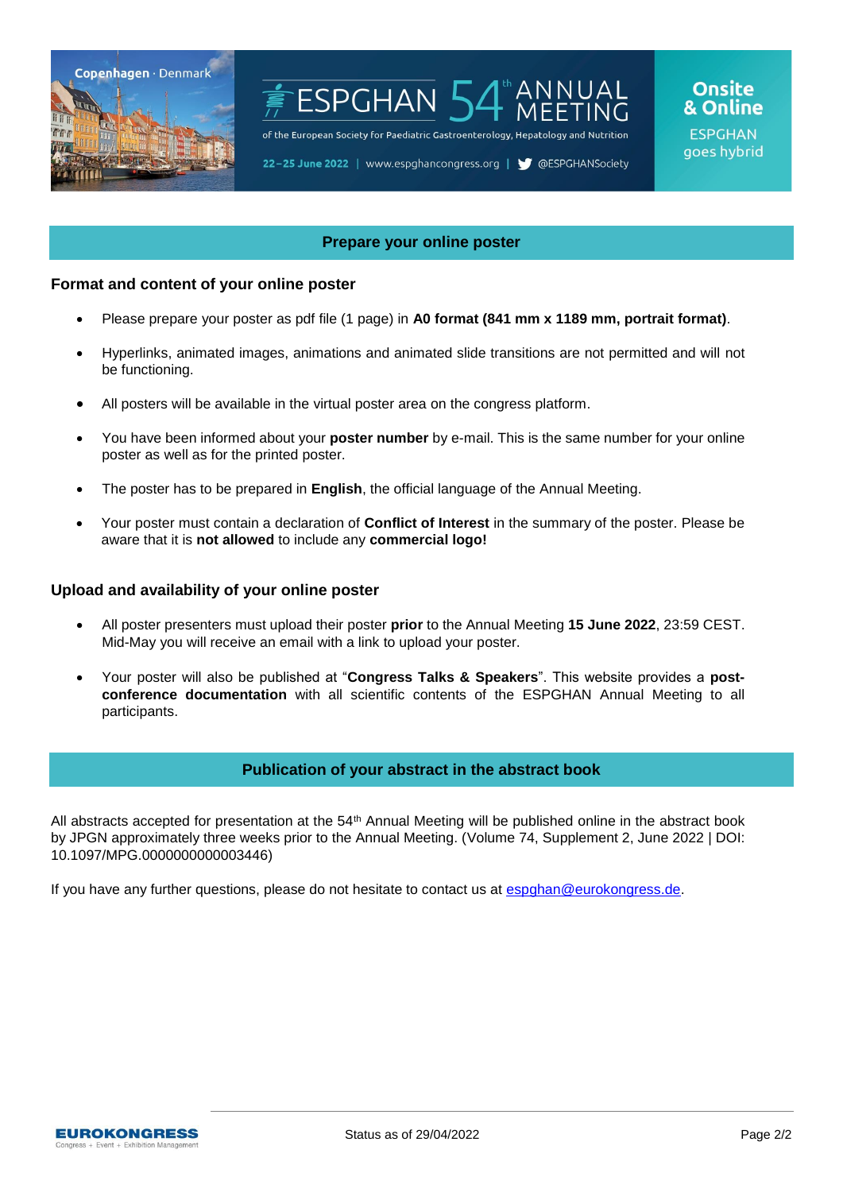## Prepare your online poster

### Format and content of your online poster

- Please prepare your poster as pdf file (1 page) in **A0 format (841 mm x 1189 mm, portrait format)**.
- Hyperlinks, animated images, animations and animated slide transitions are not permitted and will not be functioning.
- All posters will be available in the virtual poster area on the congress platform.
- You have been informed about your **poster number** by e-mail. This is the same number for your online poster as well as for the printed poster.
- The poster has to be prepared in **English**, the official language of the Annual Meeting.
- Your poster must contain a declaration of **Conflict of Interest** in the summary of the poster. Please be aware that it is **not allowed** to include any **commercial logo!**

### Upload and availability of your online poster

- All poster presenters must upload their poster **prior** to the Annual Meeting **15 June 2022**, 23:59 CEST. Mid-May you will receive an email with a link to upload your poster.
- Your poster will also be published at "**Congress Talks & Speakers**". This website provides a **post-conference documentation** with all scientific contents of the ESPGHAN Annual Meeting to all participants.

## Publication of your abstract in the abstract book

All abstracts accepted for presentation at the 54th Annual Meeting will be published online in the abstract book by JPGN approximately three weeks prior to the Annual Meeting. (Volume 74, Supplement 2, June 2022 | DOI: 10.1097/MPG.0000000000003446)

If you have any further questions, please do not hesitate to contact us at espghan@eurokongress.de.